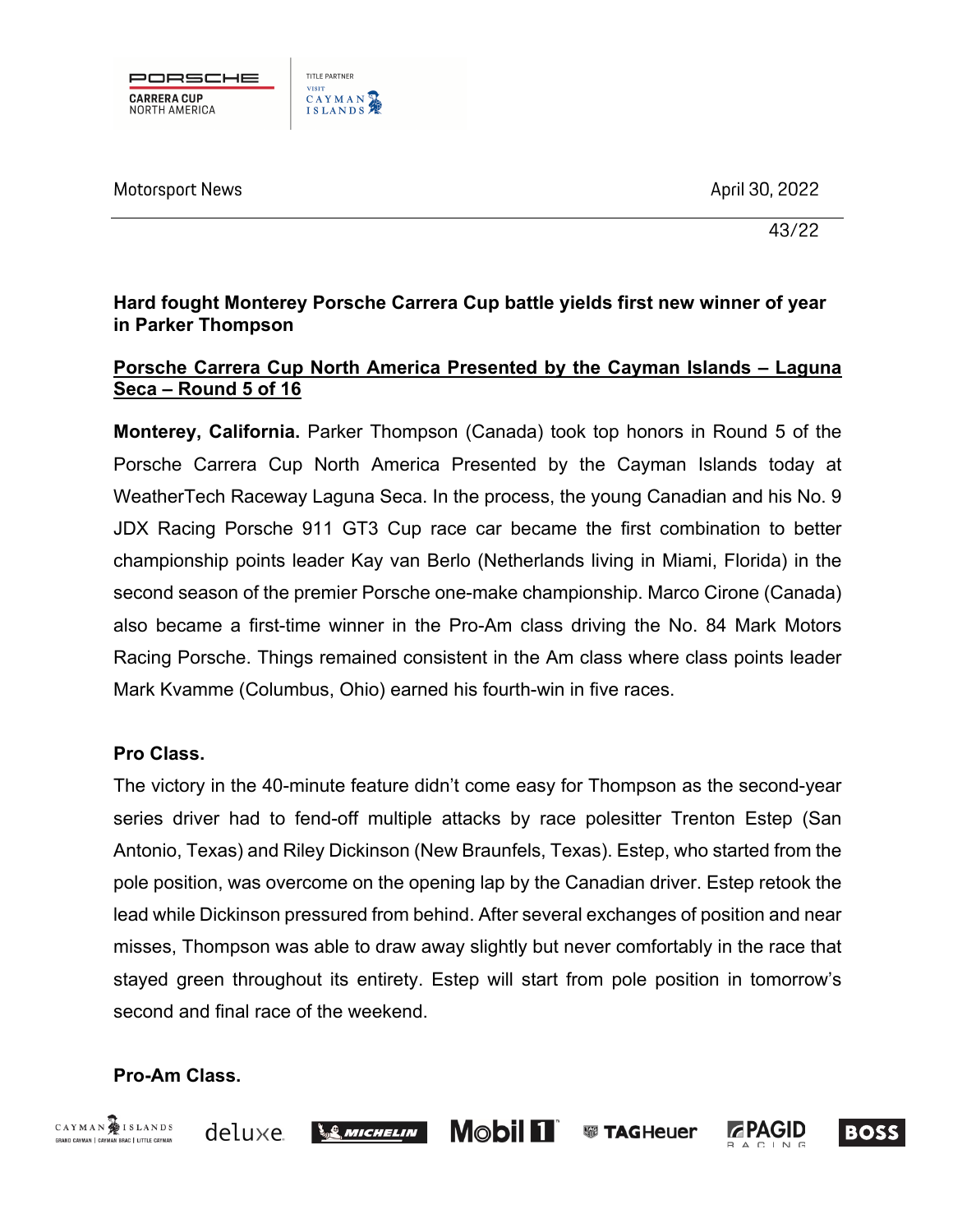Motorsport News

April 30, 2022

43/22

**Hard fought Monterey Porsche Carrera Cup battle yields first new winner of year in Parker Thompson**

**Porsche Carrera Cup North America Presented by the Cayman Islands – Laguna Seca – Round 5 of 16**

**Monterey, California.** Parker Thompson (Canada) took top honors in Round 5 of the Porsche Carrera Cup North America Presented by the Cayman Islands today at WeatherTech Raceway Laguna Seca. In the process, the young Canadian and his No. 9 JDX Racing Porsche 911 GT3 Cup race car became the first combination to better championship points leader Kay van Berlo (Netherlands living in Miami, Florida) in the second season of the premier Porsche one-make championship. Marco Cirone (Canada) also became a first-time winner in the Pro-Am class driving the No. 84 Mark Motors Racing Porsche. Things remained consistent in the Am class where class points leader Mark Kvamme (Columbus, Ohio) earned his fourth-win in five races.

**Pro Class.**

The victory in the 40-minute feature didn't come easy for Thompson as the second-year series driver had to fend-off multiple attacks by race polesitter Trenton Estep (San Antonio, Texas) and Riley Dickinson (New Braunfels, Texas). Estep, who started from the pole position, was overcome on the opening lap by the Canadian driver. Estep retook the lead while Dickinson pressured from behind. After several exchanges of position and near misses, Thompson was able to draw away slightly but never comfortably in the race that stayed green throughout its entirety. Estep will start from pole position in tomorrow's second and final race of the weekend.

**Pro-Am Class.**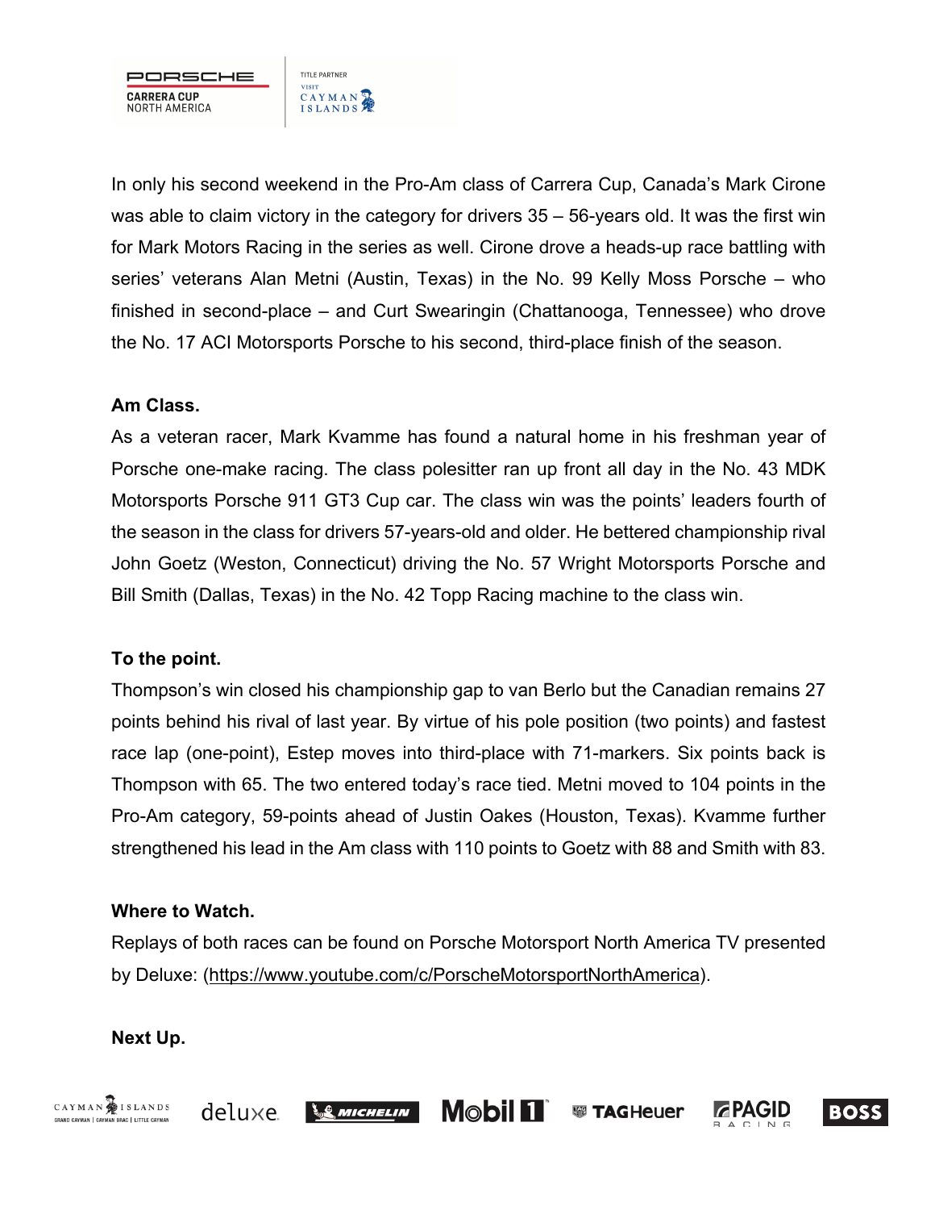In only his second weekend in the Pro-Am class of Carrera Cup, Canada's Mark Cirone was able to claim victory in the category for drivers 35 – 56-years old. It was the first win for Mark Motors Racing in the series as well. Cirone drove a heads-up race battling with series' veterans Alan Metni (Austin, Texas) in the No. 99 Kelly Moss Porsche – who finished in second-place – and Curt Swearingin (Chattanooga, Tennessee) who drove the No. 17 ACI Motorsports Porsche to his second, third-place finish of the season.

**Am Class.**

As a veteran racer, Mark Kvamme has found a natural home in his freshman year of Porsche one-make racing. The class polesitter ran up front all day in the No. 43 MDK Motorsports Porsche 911 GT3 Cup car. The class win was the points' leaders fourth of the season in the class for drivers 57-years-old and older. He bettered championship rival John Goetz (Weston, Connecticut) driving the No. 57 Wright Motorsports Porsche and Bill Smith (Dallas, Texas) in the No. 42 Topp Racing machine to the class win.

**To the point.**

Thompson's win closed his championship gap to van Berlo but the Canadian remains 27 points behind his rival of last year. By virtue of his pole position (two points) and fastest race lap (one-point), Estep moves into third-place with 71-markers. Six points back is Thompson with 65. The two entered today's race tied. Metni moved to 104 points in the Pro-Am category, 59-points ahead of Justin Oakes (Houston, Texas). Kvamme further strengthened his lead in the Am class with 110 points to Goetz with 88 and Smith with 83.

**Where to Watch.**

Replays of both races can be found on Porsche Motorsport North America TV presented by Deluxe: (https://www.youtube.com/c/PorscheMotorsportNorthAmerica).

**Next Up.**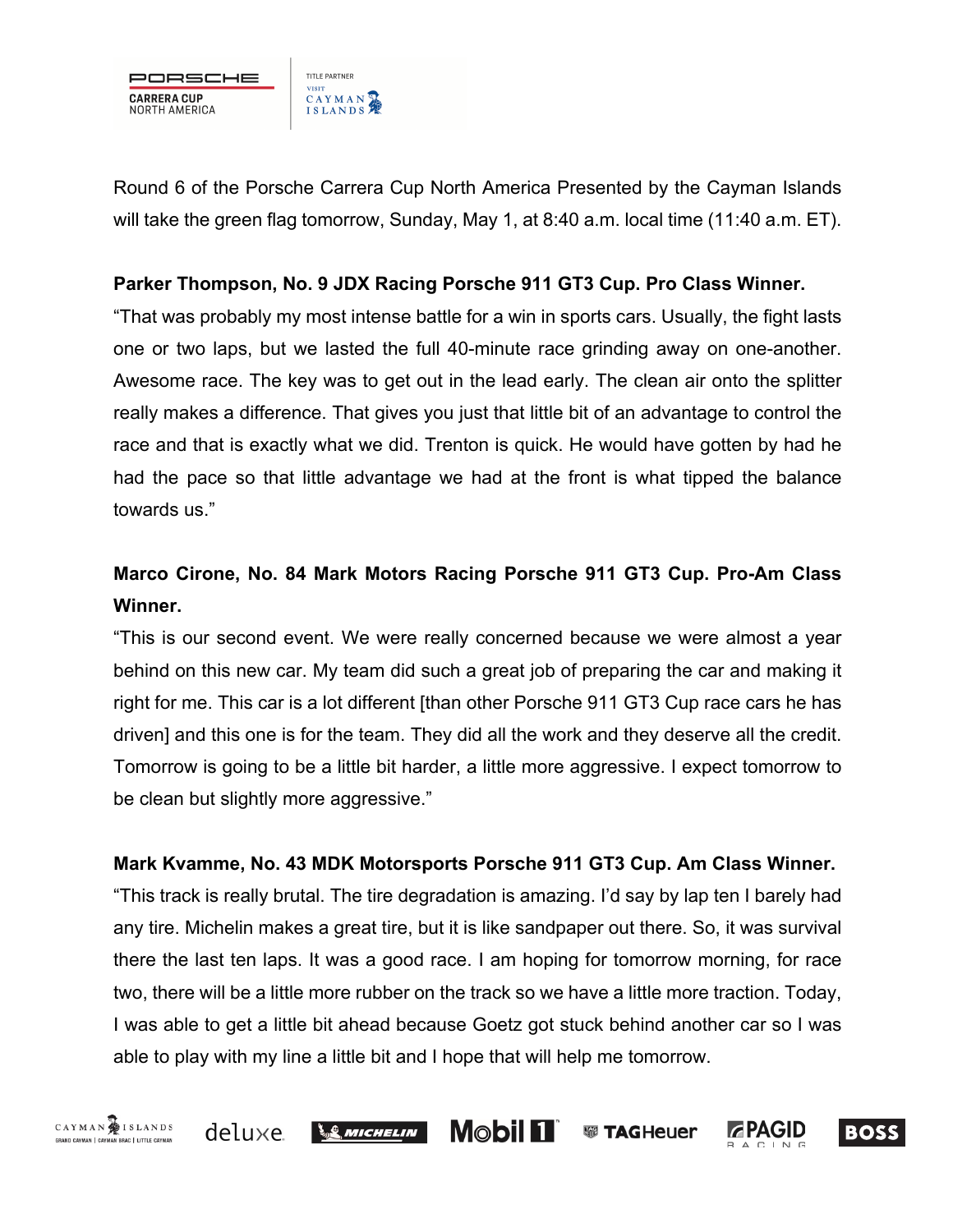Round 6 of the Porsche Carrera Cup North America Presented by the Cayman Islands will take the green flag tomorrow, Sunday, May 1, at 8:40 a.m. local time (11:40 a.m. ET).

**Parker Thompson, No. 9 JDX Racing Porsche 911 GT3 Cup. Pro Class Winner.**

"That was probably my most intense battle for a win in sports cars. Usually, the fight lasts one or two laps, but we lasted the full 40-minute race grinding away on one-another. Awesome race. The key was to get out in the lead early. The clean air onto the splitter really makes a difference. That gives you just that little bit of an advantage to control the race and that is exactly what we did. Trenton is quick. He would have gotten by had he had the pace so that little advantage we had at the front is what tipped the balance towards us."

**Marco Cirone, No. 84 Mark Motors Racing Porsche 911 GT3 Cup. Pro-Am Class Winner.**

"This is our second event. We were really concerned because we were almost a year behind on this new car. My team did such a great job of preparing the car and making it right for me. This car is a lot different [than other Porsche 911 GT3 Cup race cars he has driven] and this one is for the team. They did all the work and they deserve all the credit. Tomorrow is going to be a little bit harder, a little more aggressive. I expect tomorrow to be clean but slightly more aggressive."

**Mark Kvamme, No. 43 MDK Motorsports Porsche 911 GT3 Cup. Am Class Winner.**

"This track is really brutal. The tire degradation is amazing. I'd say by lap ten I barely had any tire. Michelin makes a great tire, but it is like sandpaper out there. So, it was survival there the last ten laps. It was a good race. I am hoping for tomorrow morning, for race two, there will be a little more rubber on the track so we have a little more traction. Today, I was able to get a little bit ahead because Goetz got stuck behind another car so I was able to play with my line a little bit and I hope that will help me tomorrow.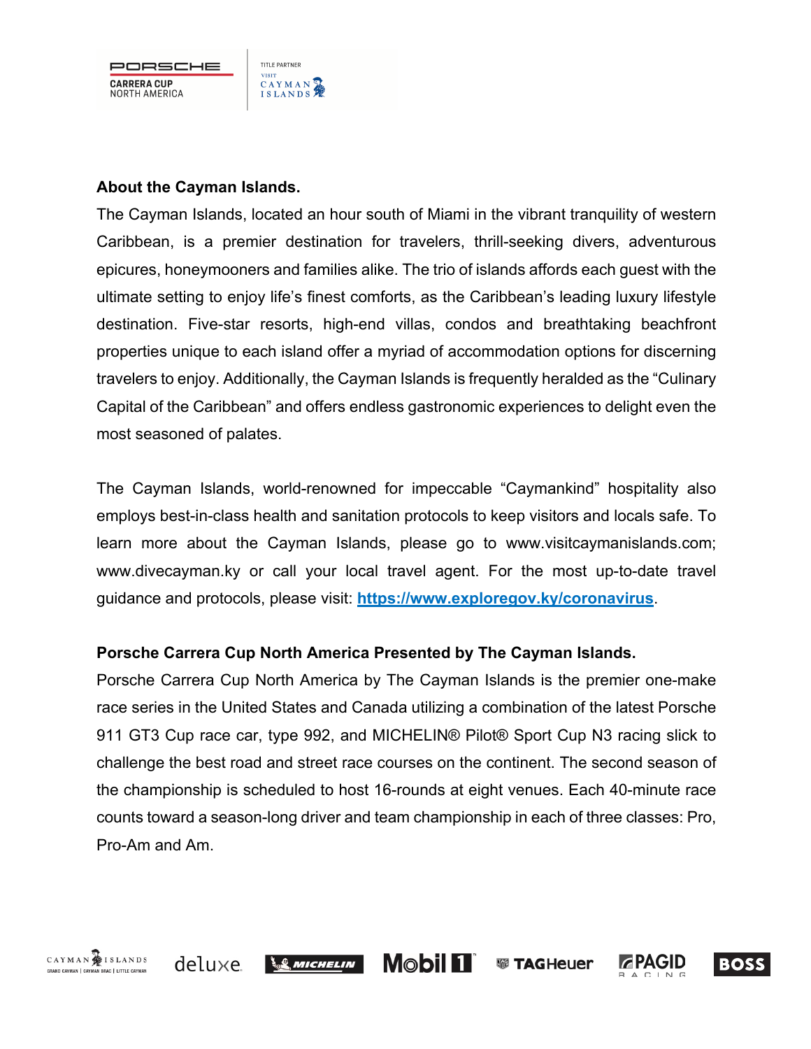**About the Cayman Islands.**

The Cayman Islands, located an hour south of Miami in the vibrant tranquility of western Caribbean, is a premier destination for travelers, thrill-seeking divers, adventurous epicures, honeymooners and families alike. The trio of islands affords each guest with the ultimate setting to enjoy life's finest comforts, as the Caribbean's leading luxury lifestyle destination. Five-star resorts, high-end villas, condos and breathtaking beachfront properties unique to each island offer a myriad of accommodation options for discerning travelers to enjoy. Additionally, the Cayman Islands is frequently heralded as the "Culinary Capital of the Caribbean" and offers endless gastronomic experiences to delight even the most seasoned of palates.

The Cayman Islands, world-renowned for impeccable "Caymankind" hospitality also employs best-in-class health and sanitation protocols to keep visitors and locals safe. To learn more about the Cayman Islands, please go to www.visitcaymanislands.com; www.divecayman.ky or call your local travel agent. For the most up-to-date travel guidance and protocols, please visit: **[https://www.exploregov.ky/coronavirus](https://www.exploregov.ky/coronavirus)**.

**Porsche Carrera Cup North America Presented by The Cayman Islands.**

Porsche Carrera Cup North America by The Cayman Islands is the premier one-make race series in the United States and Canada utilizing a combination of the latest Porsche 911 GT3 Cup race car, type 992, and MICHELIN® Pilot® Sport Cup N3 racing slick to challenge the best road and street race courses on the continent. The second season of the championship is scheduled to host 16-rounds at eight venues. Each 40-minute race counts toward a season-long driver and team championship in each of three classes: Pro, Pro-Am and Am.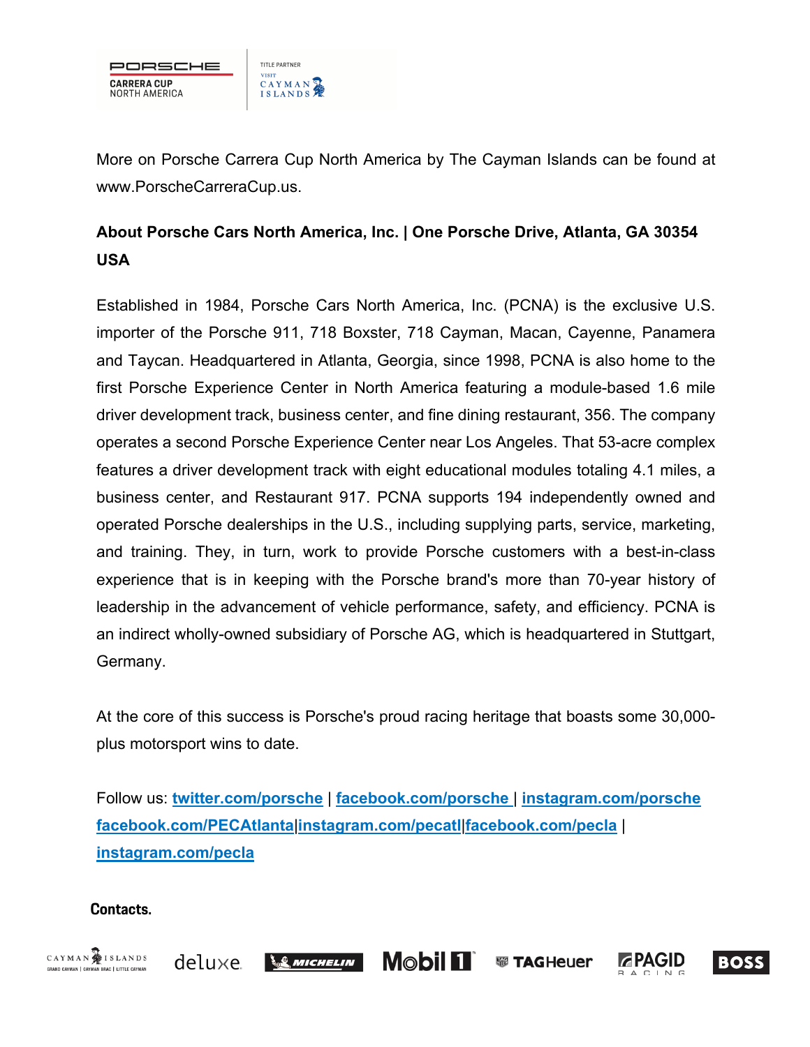More on Porsche Carrera Cup North America by The Cayman Islands can be found at www.PorscheCarreraCup.us.

**About Porsche Cars North America, Inc. | One Porsche Drive, Atlanta, GA 30354 USA**

Established in 1984, Porsche Cars North America, Inc. (PCNA) is the exclusive U.S. importer of the Porsche 911, 718 Boxster, 718 Cayman, Macan, Cayenne, Panamera and Taycan. Headquartered in Atlanta, Georgia, since 1998, PCNA is also home to the first Porsche Experience Center in North America featuring a module-based 1.6 mile driver development track, business center, and fine dining restaurant, 356. The company operates a second Porsche Experience Center near Los Angeles. That 53-acre complex features a driver development track with eight educational modules totaling 4.1 miles, a business center, and Restaurant 917. PCNA supports 194 independently owned and operated Porsche dealerships in the U.S., including supplying parts, service, marketing, and training. They, in turn, work to provide Porsche customers with a best-in-class experience that is in keeping with the Porsche brand's more than 70-year history of leadership in the advancement of vehicle performance, safety, and efficiency. PCNA is an indirect wholly-owned subsidiary of Porsche AG, which is headquartered in Stuttgart, Germany.

At the core of this success is Porsche's proud racing heritage that boasts some 30,000-plus motorsport wins to date.

Follow us: **twitter.com/porsche** | **facebook.com/porsche** | **instagram.com/porsche** **facebook.com/PECAtlanta**|**instagram.com/pecatl**|**facebook.com/pecla** | **instagram.com/pecla**

**Contacts.**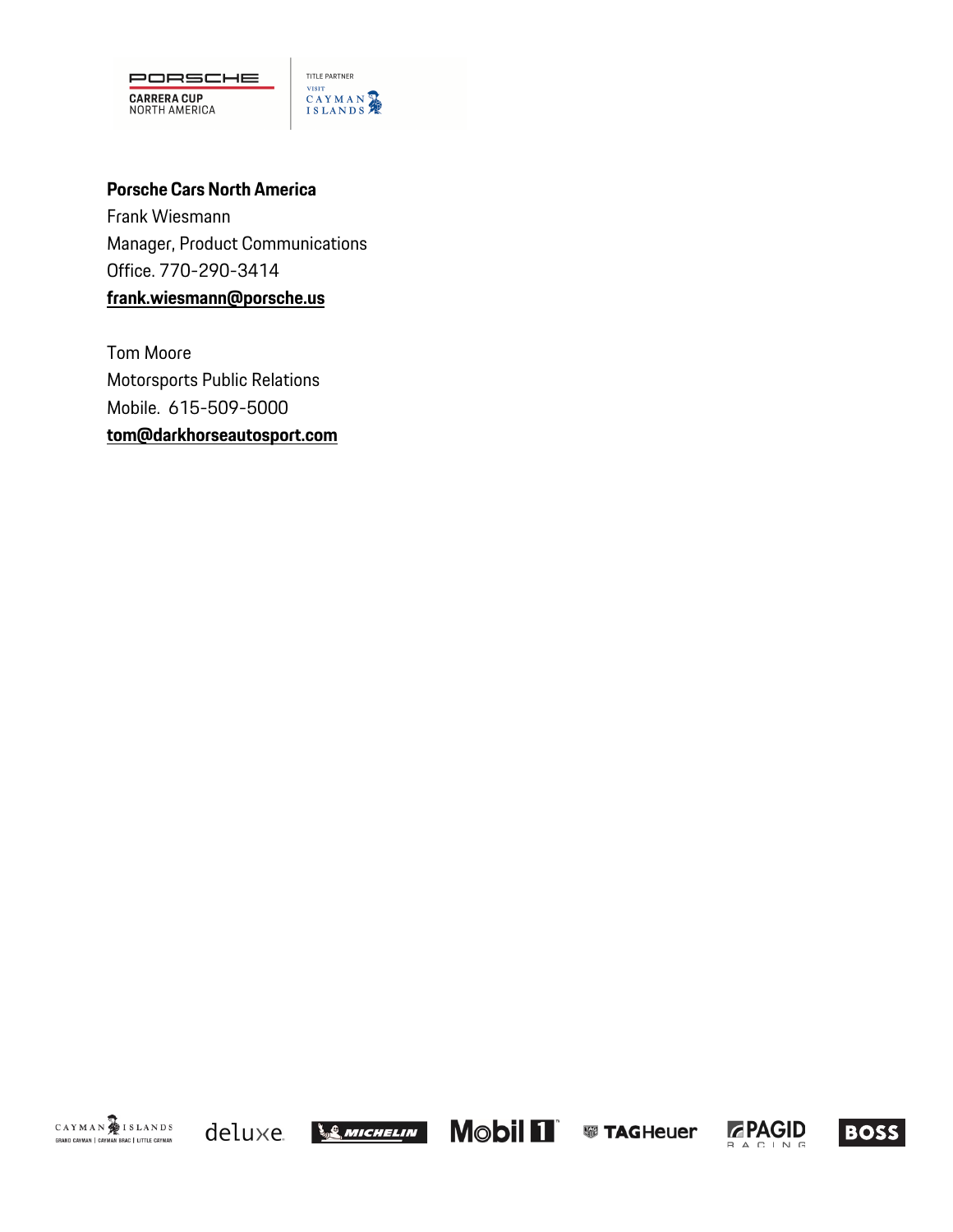**Porsche Cars North America**
Frank Wiesmann
Manager, Product Communications
Office. 770-290-3414
**frank.wiesmann@porsche.us**

Tom Moore
Motorsports Public Relations
Mobile. 615-509-5000
**tom@darkhorseautosport.com**